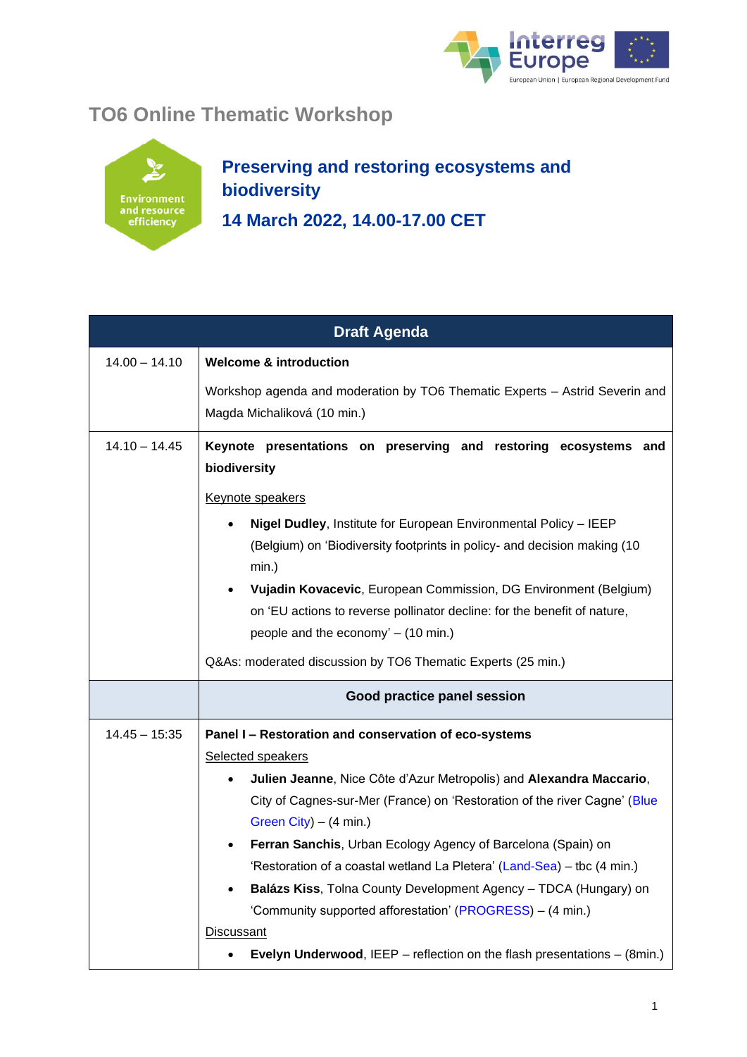# TO6 Online Thematic Workshop

Environment and resource efficiency

## Preserving and restoring ecosystems and biodiversity

## 14 March 2022, 14.00-17.00 CET

| Draft Agenda | |
|---|---|
| 14.00 – 14.10 | **Welcome & introduction**<br><br>Workshop agenda and moderation by TO6 Thematic Experts – Astrid Severin and Magda Michaliková (10 min.) |
| 14.10 – 14.45 | **Keynote presentations on preserving and restoring ecosystems and biodiversity**<br><br>Keynote speakers<br>• **Nigel Dudley**, Institute for European Environmental Policy – IEEP (Belgium) on 'Biodiversity footprints in policy- and decision making (10 min.)<br>• **Vujadin Kovacevic**, European Commission, DG Environment (Belgium) on 'EU actions to reverse pollinator decline: for the benefit of nature, people and the economy' – (10 min.)<br><br>Q&As: moderated discussion by TO6 Thematic Experts (25 min.) |
| | **Good practice panel session** |
| 14.45 – 15:35 | **Panel I – Restoration and conservation of eco-systems**<br>Selected speakers<br>• **Julien Jeanne**, Nice Côte d'Azur Metropolis) and **Alexandra Maccario**, City of Cagnes-sur-Mer (France) on 'Restoration of the river Cagne' (Blue Green City) – (4 min.)<br>• **Ferran Sanchis**, Urban Ecology Agency of Barcelona (Spain) on 'Restoration of a coastal wetland La Pletera' (Land-Sea) – tbc (4 min.)<br>• **Balázs Kiss**, Tolna County Development Agency – TDCA (Hungary) on 'Community supported afforestation' (PROGRESS) – (4 min.)<br>Discussant<br>• **Evelyn Underwood**, IEEP – reflection on the flash presentations – (8min.) |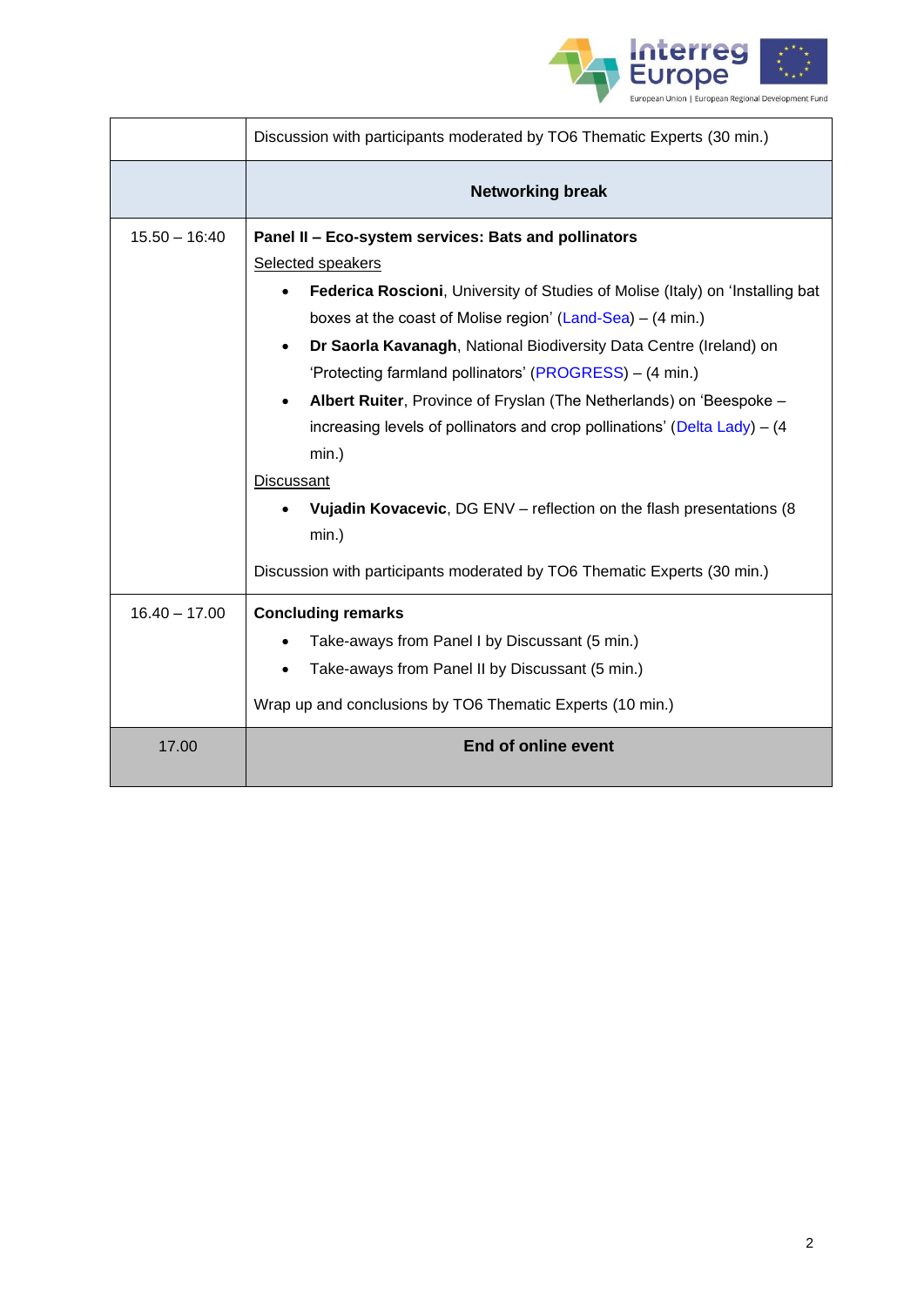| | |
|---|---|
| | Discussion with participants moderated by TO6 Thematic Experts (30 min.) |
| | **Networking break** |
| 15.50 – 16:40 | **Panel II – Eco-system services: Bats and pollinators**<br><br>Selected speakers<br><br>• **Federica Roscioni**, University of Studies of Molise (Italy) on 'Installing bat boxes at the coast of Molise region' (Land-Sea) – (4 min.)<br>• **Dr Saorla Kavanagh**, National Biodiversity Data Centre (Ireland) on 'Protecting farmland pollinators' (PROGRESS) – (4 min.)<br>• **Albert Ruiter**, Province of Fryslan (The Netherlands) on 'Beespoke – increasing levels of pollinators and crop pollinations' (Delta Lady) – (4 min.)<br><br>Discussant<br><br>• **Vujadin Kovacevic**, DG ENV – reflection on the flash presentations (8 min.)<br><br>Discussion with participants moderated by TO6 Thematic Experts (30 min.) |
| 16.40 – 17.00 | **Concluding remarks**<br><br>• Take-aways from Panel I by Discussant (5 min.)<br>• Take-aways from Panel II by Discussant (5 min.)<br><br>Wrap up and conclusions by TO6 Thematic Experts (10 min.) |
| 17.00 | **End of online event** |